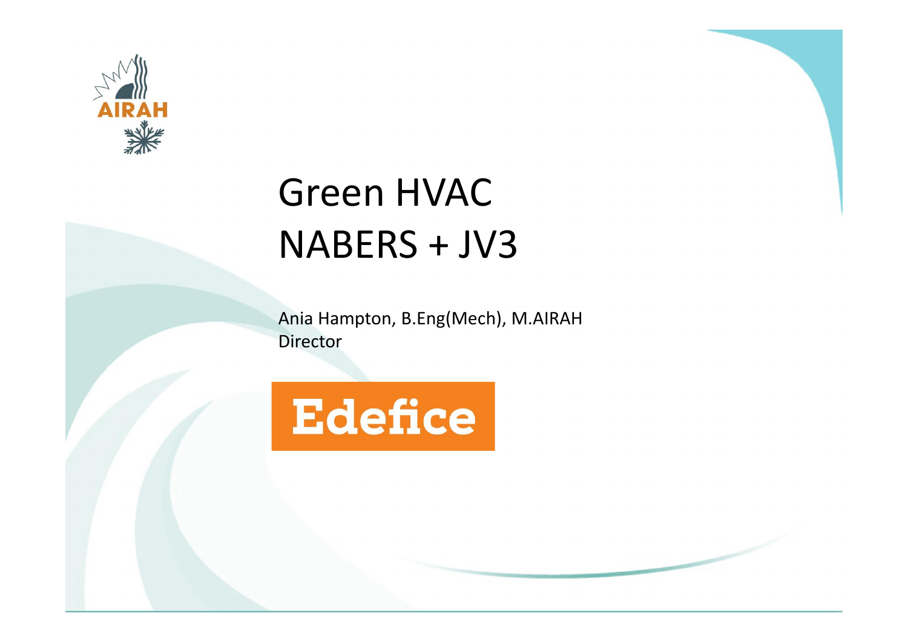AIRAH

# Green HVAC
# NABERS + JV3

Ania Hampton, B.Eng(Mech), M.AIRAH
Director

Edefice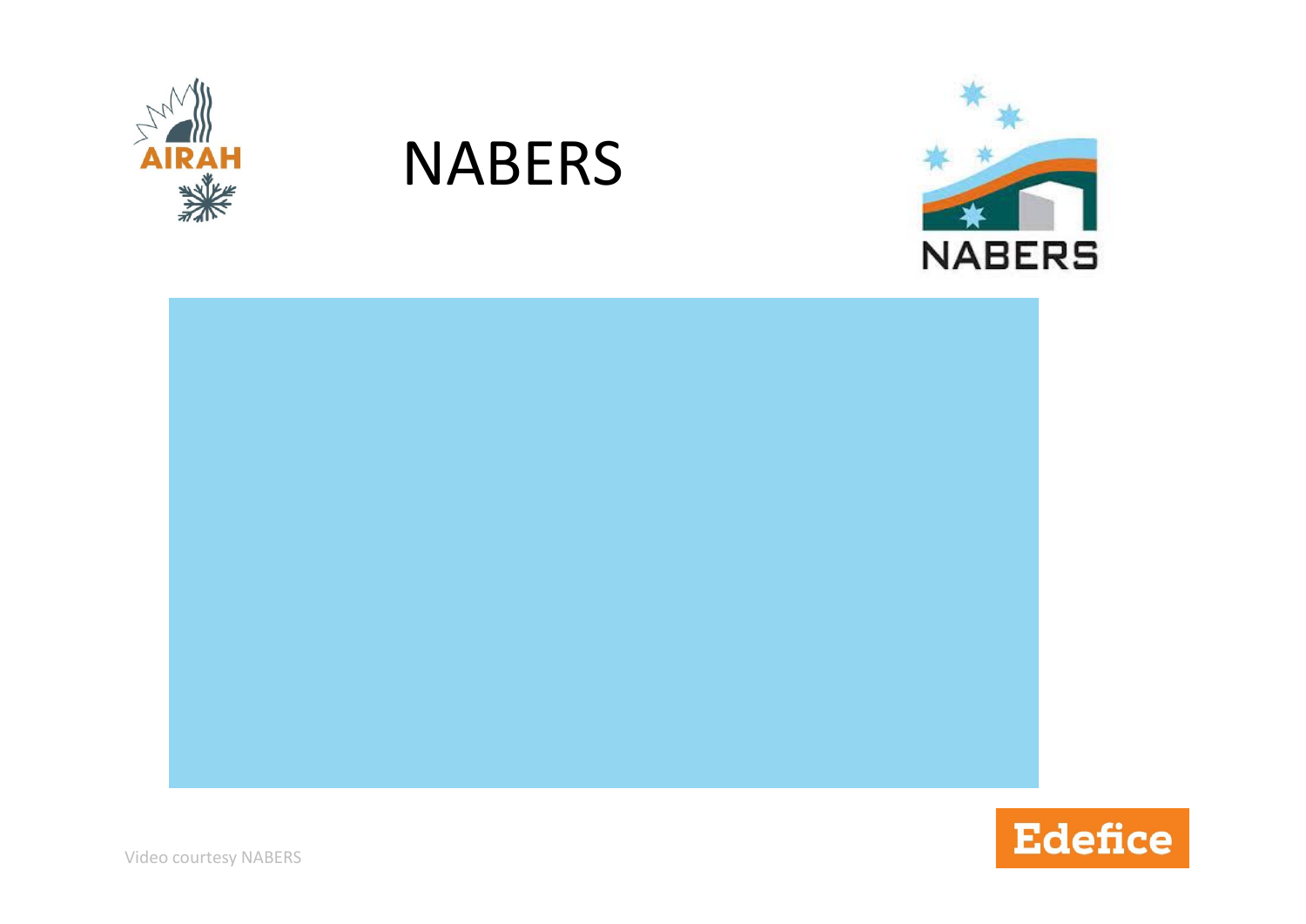# NABERS

Video courtesy NABERS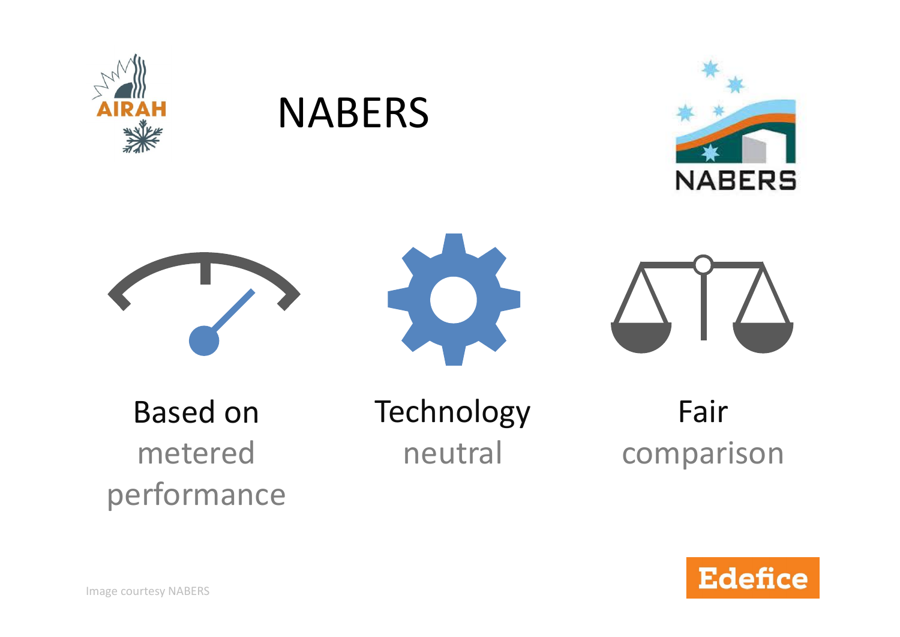# NABERS

Based on metered performance

Technology neutral

Fair comparison

Image courtesy NABERS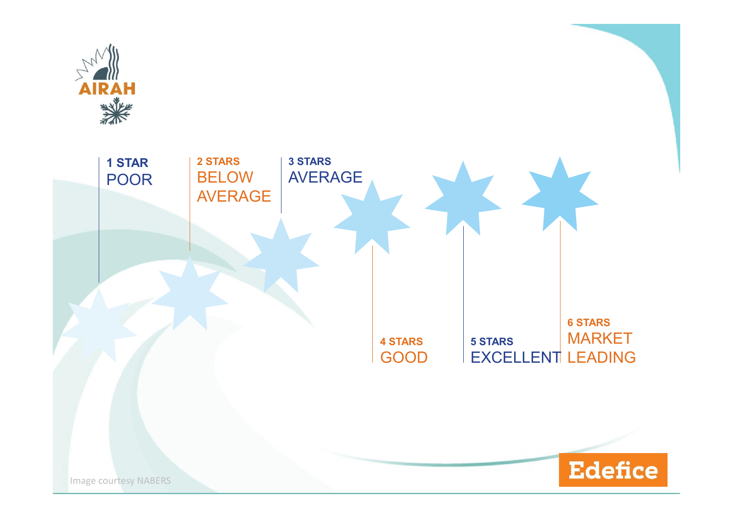**1 STAR**
POOR

**2 STARS**
BELOW AVERAGE

**3 STARS**
AVERAGE

**4 STARS**
GOOD

**5 STARS**
EXCELLENT

**6 STARS**
MARKET LEADING

Image courtesy NABERS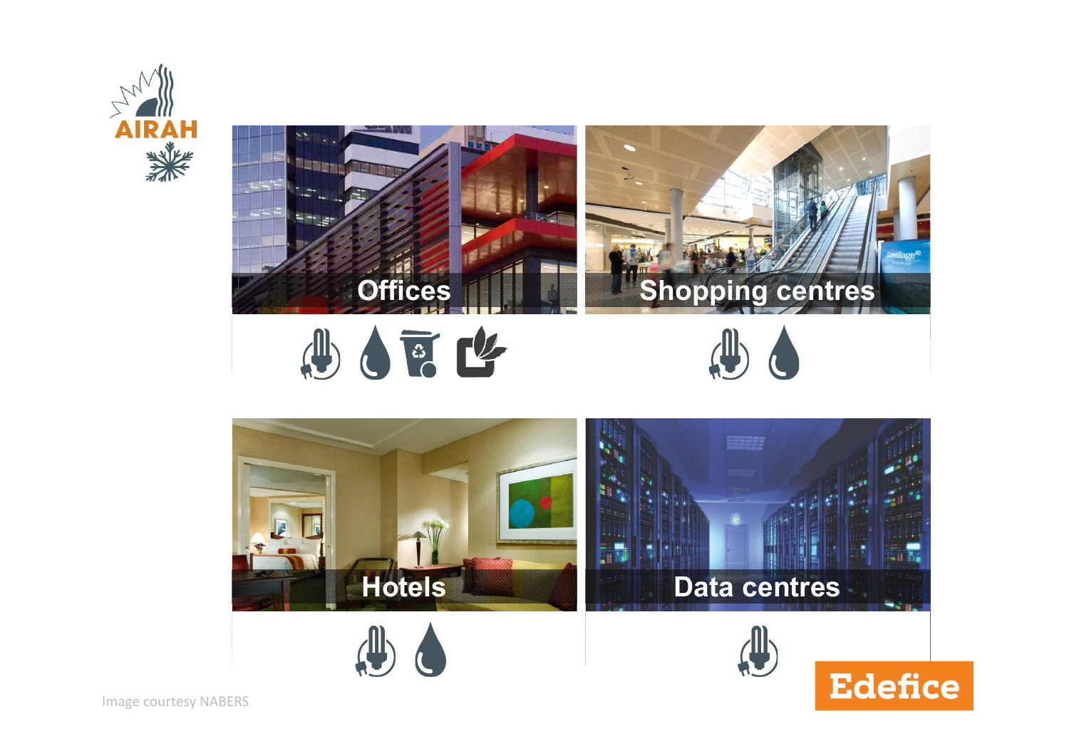Offices

Shopping centres

Hotels

Data centres

Image courtesy NABERS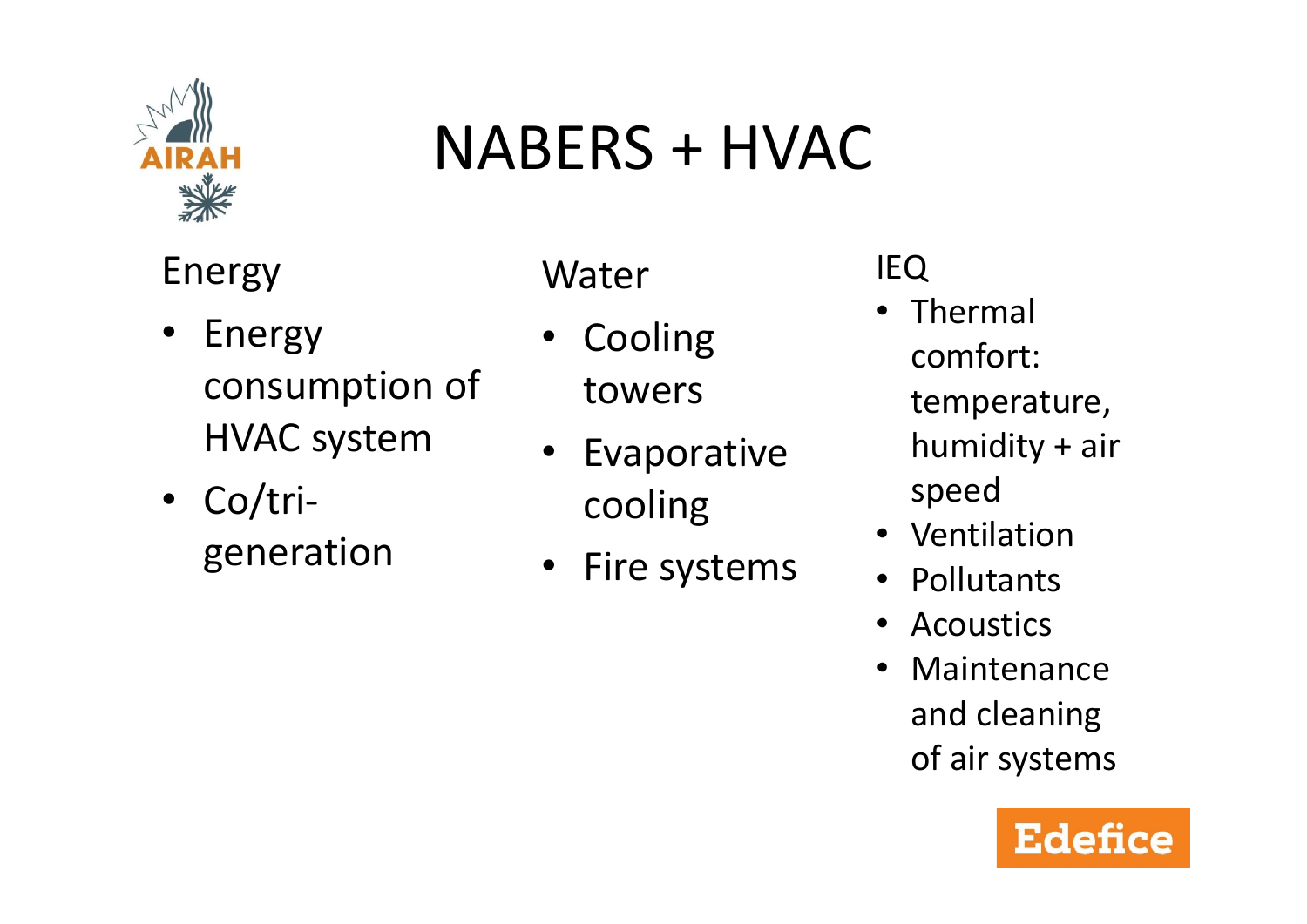# NABERS + HVAC

## Energy

- Energy consumption of HVAC system
- Co/tri-generation

## Water

- Cooling towers
- Evaporative cooling
- Fire systems

## IEQ

- Thermal comfort: temperature, humidity + air speed
- Ventilation
- Pollutants
- Acoustics
- Maintenance and cleaning of air systems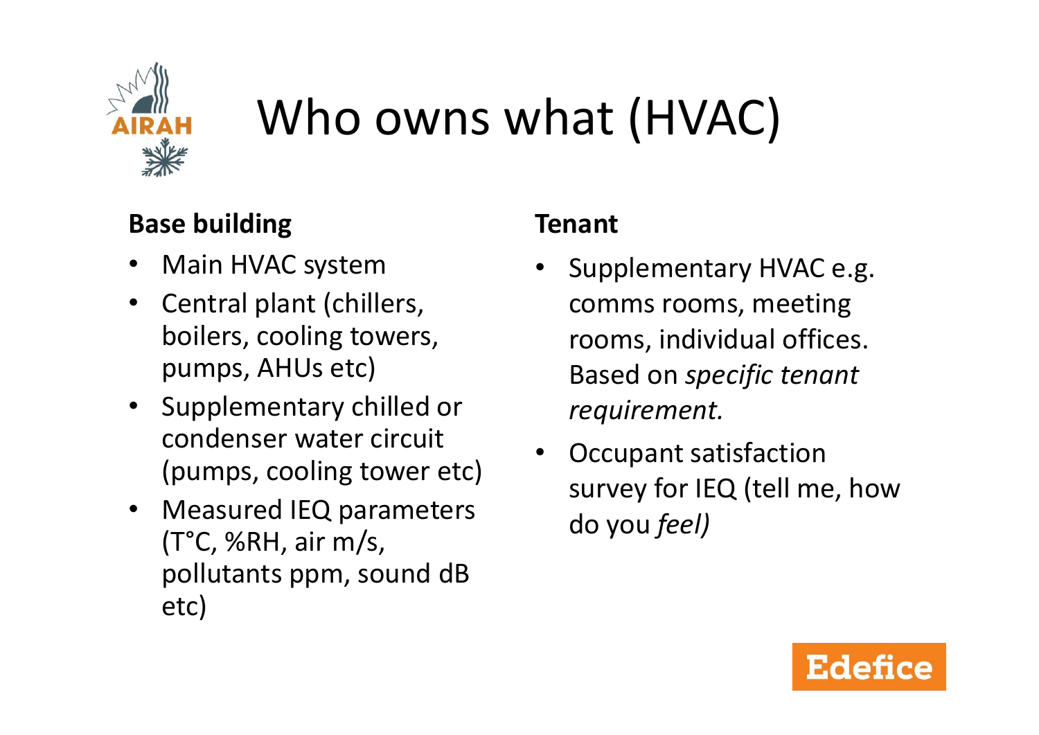# Who owns what (HVAC)

**Base building**

- Main HVAC system
- Central plant (chillers, boilers, cooling towers, pumps, AHUs etc)
- Supplementary chilled or condenser water circuit (pumps, cooling tower etc)
- Measured IEQ parameters (T°C, %RH, air m/s, pollutants ppm, sound dB etc)

**Tenant**

- Supplementary HVAC e.g. comms rooms, meeting rooms, individual offices. Based on *specific tenant requirement.*
- Occupant satisfaction survey for IEQ (tell me, how do you *feel)*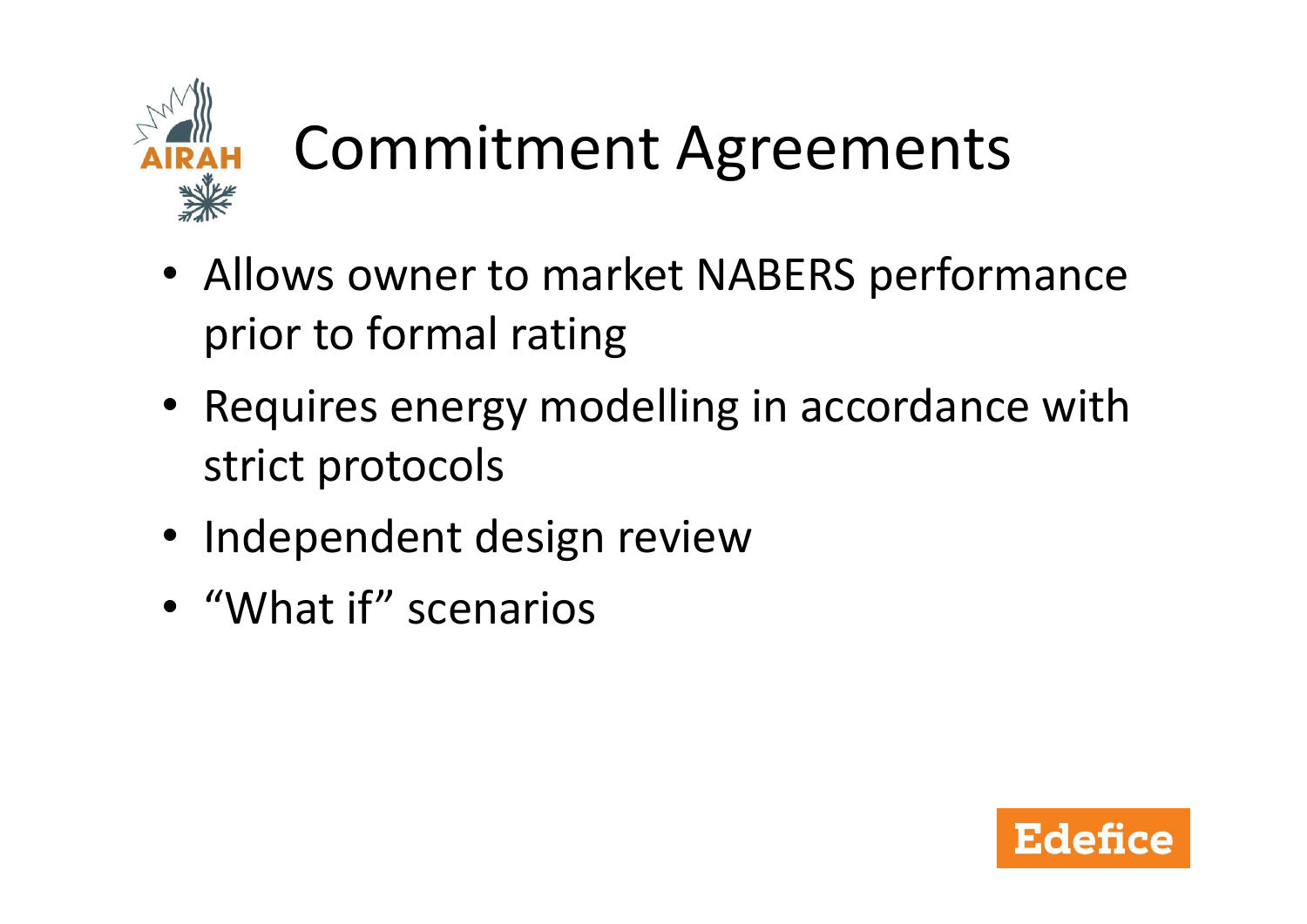# Commitment Agreements

- Allows owner to market NABERS performance prior to formal rating
- Requires energy modelling in accordance with strict protocols
- Independent design review
- "What if" scenarios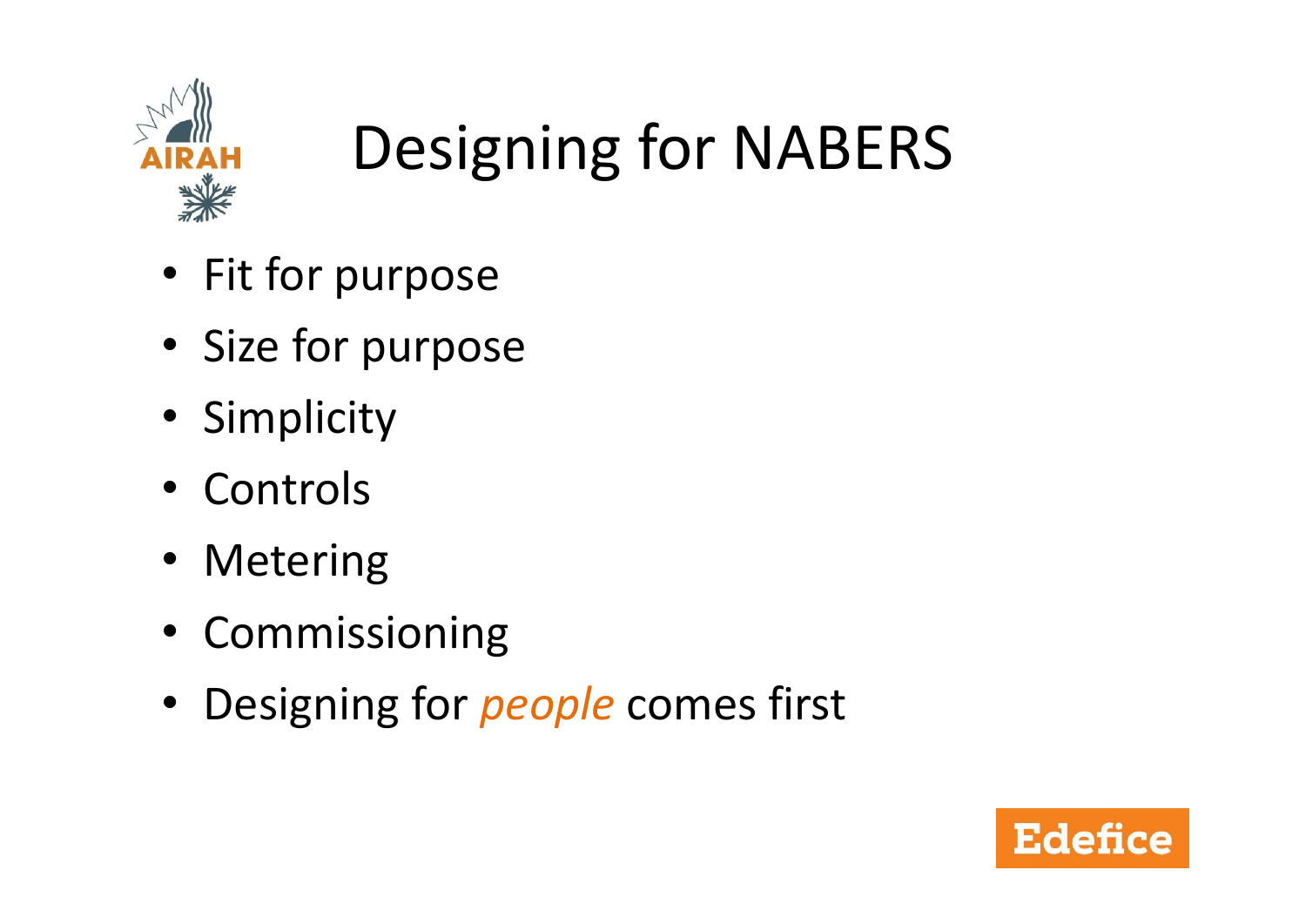# Designing for NABERS

- Fit for purpose
- Size for purpose
- Simplicity
- Controls
- Metering
- Commissioning
- Designing for *people* comes first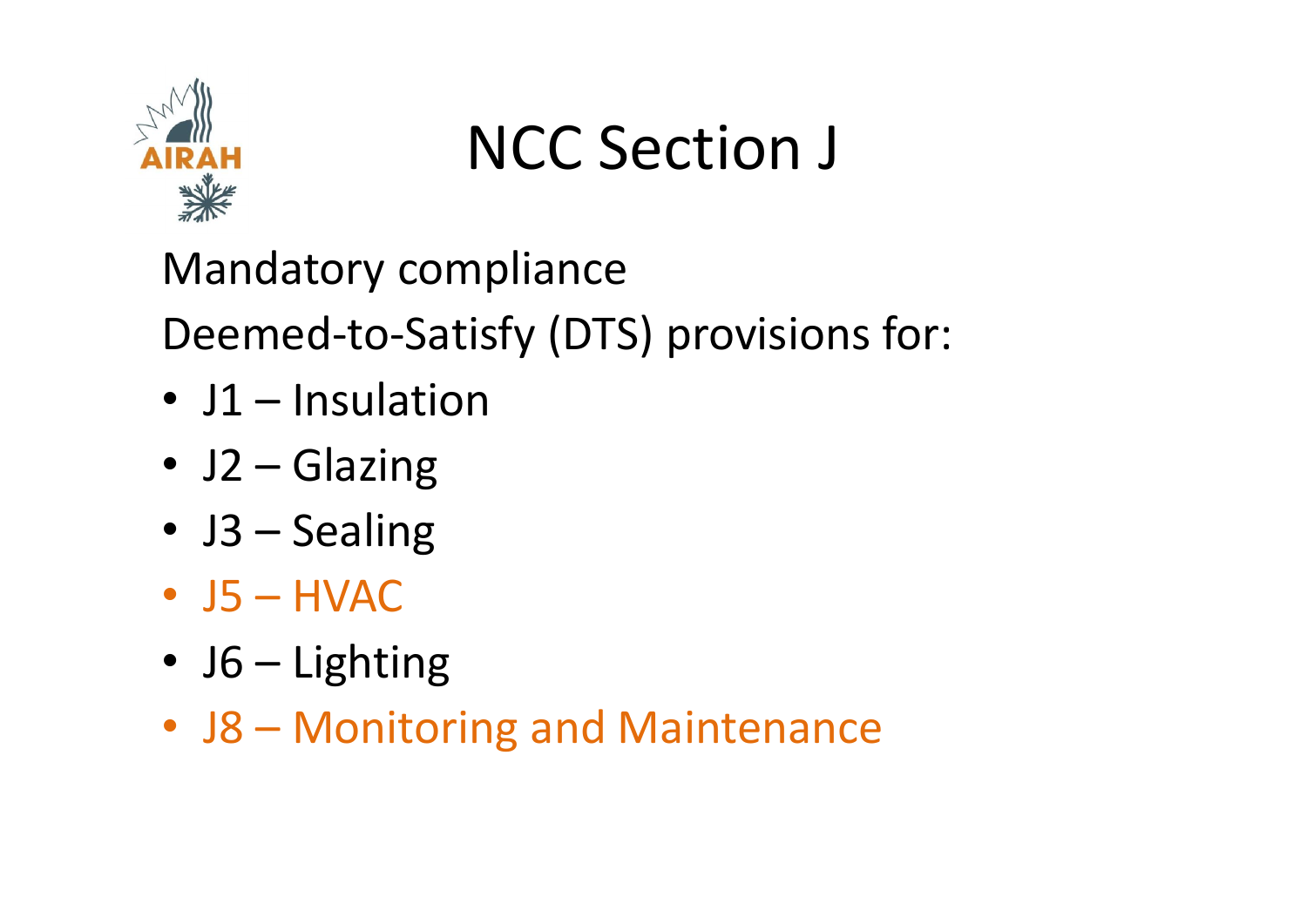# NCC Section J

Mandatory compliance

Deemed-to-Satisfy (DTS) provisions for:

- J1 – Insulation
- J2 – Glazing
- J3 – Sealing
- J5 – HVAC
- J6 – Lighting
- J8 – Monitoring and Maintenance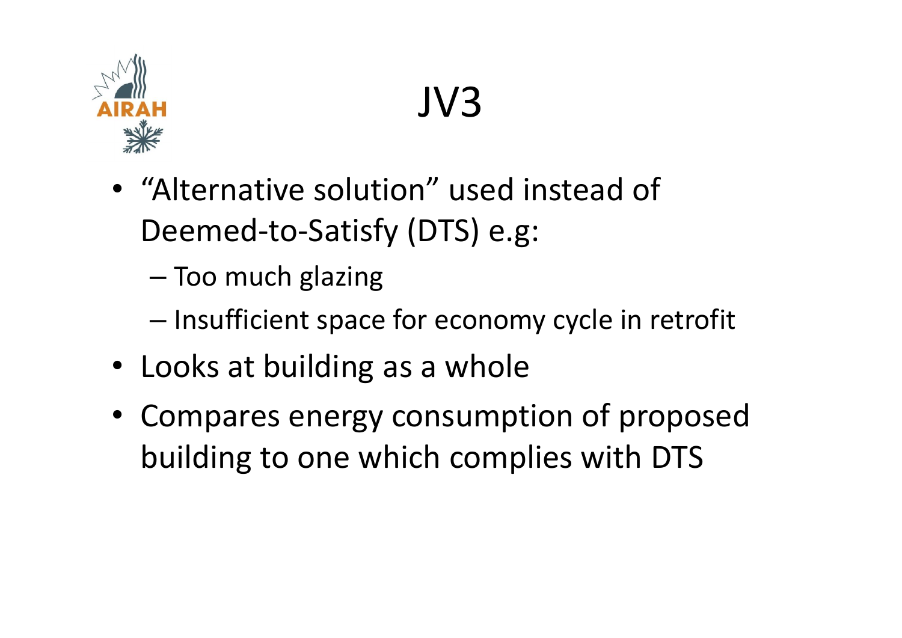# JV3

- "Alternative solution" used instead of Deemed-to-Satisfy (DTS) e.g:
  - Too much glazing
  - Insufficient space for economy cycle in retrofit
- Looks at building as a whole
- Compares energy consumption of proposed building to one which complies with DTS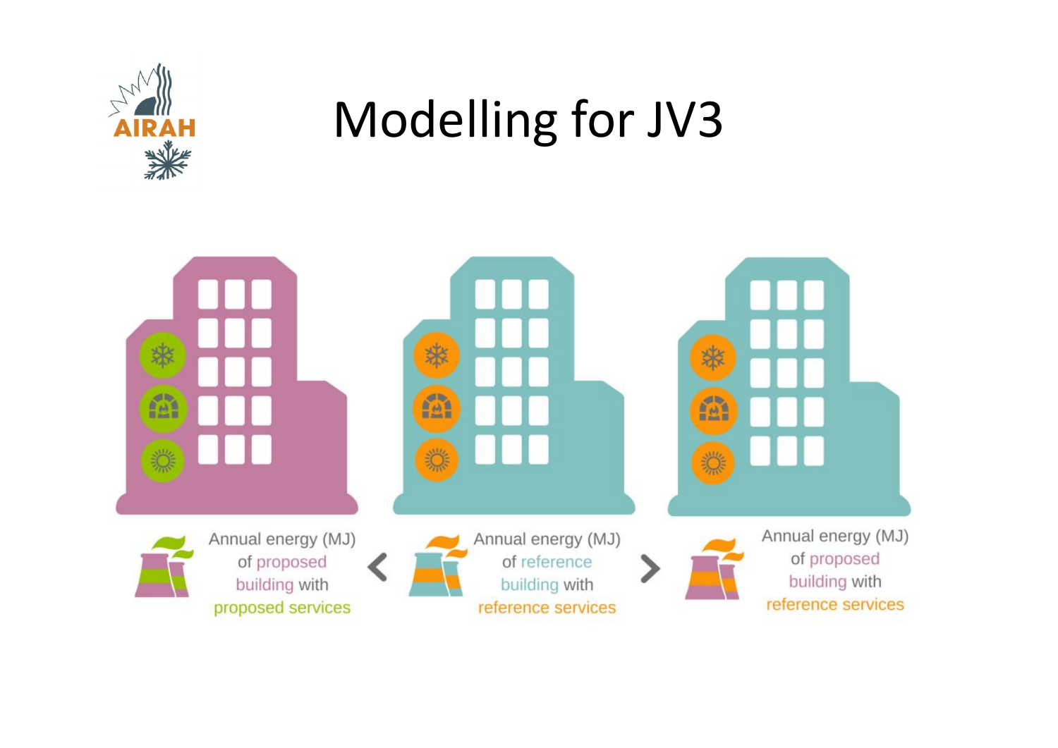# Modelling for JV3

Annual energy (MJ) of proposed building with proposed services < Annual energy (MJ) of reference building with reference services > Annual energy (MJ) of proposed building with reference services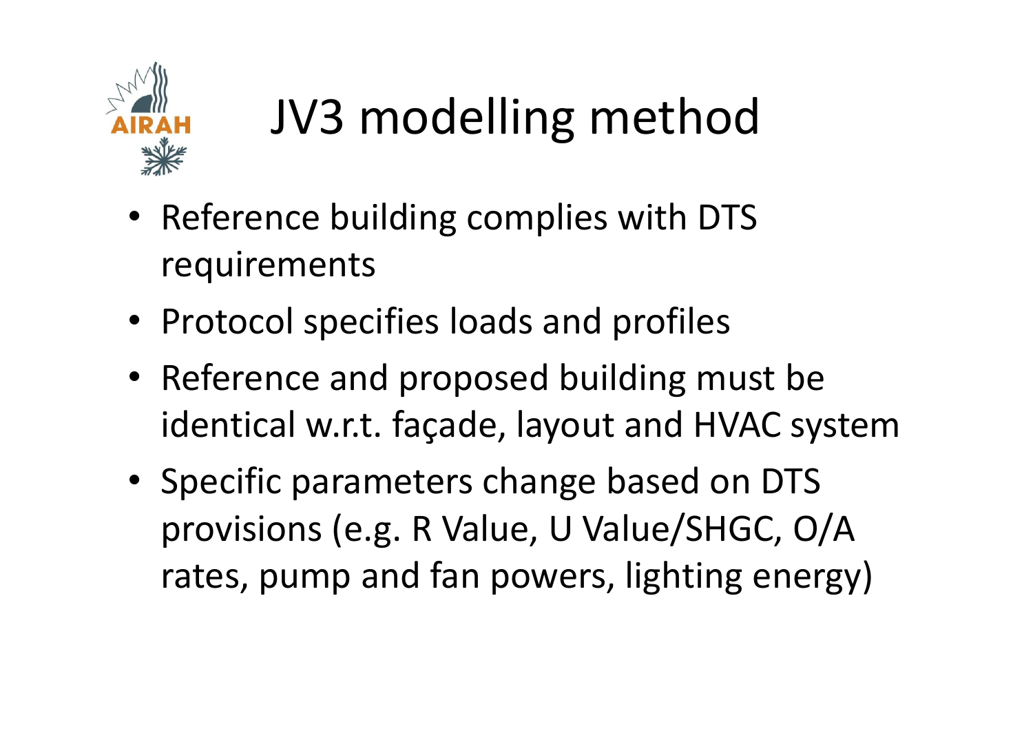# JV3 modelling method

- Reference building complies with DTS requirements
- Protocol specifies loads and profiles
- Reference and proposed building must be identical w.r.t. façade, layout and HVAC system
- Specific parameters change based on DTS provisions (e.g. R Value, U Value/SHGC, O/A rates, pump and fan powers, lighting energy)